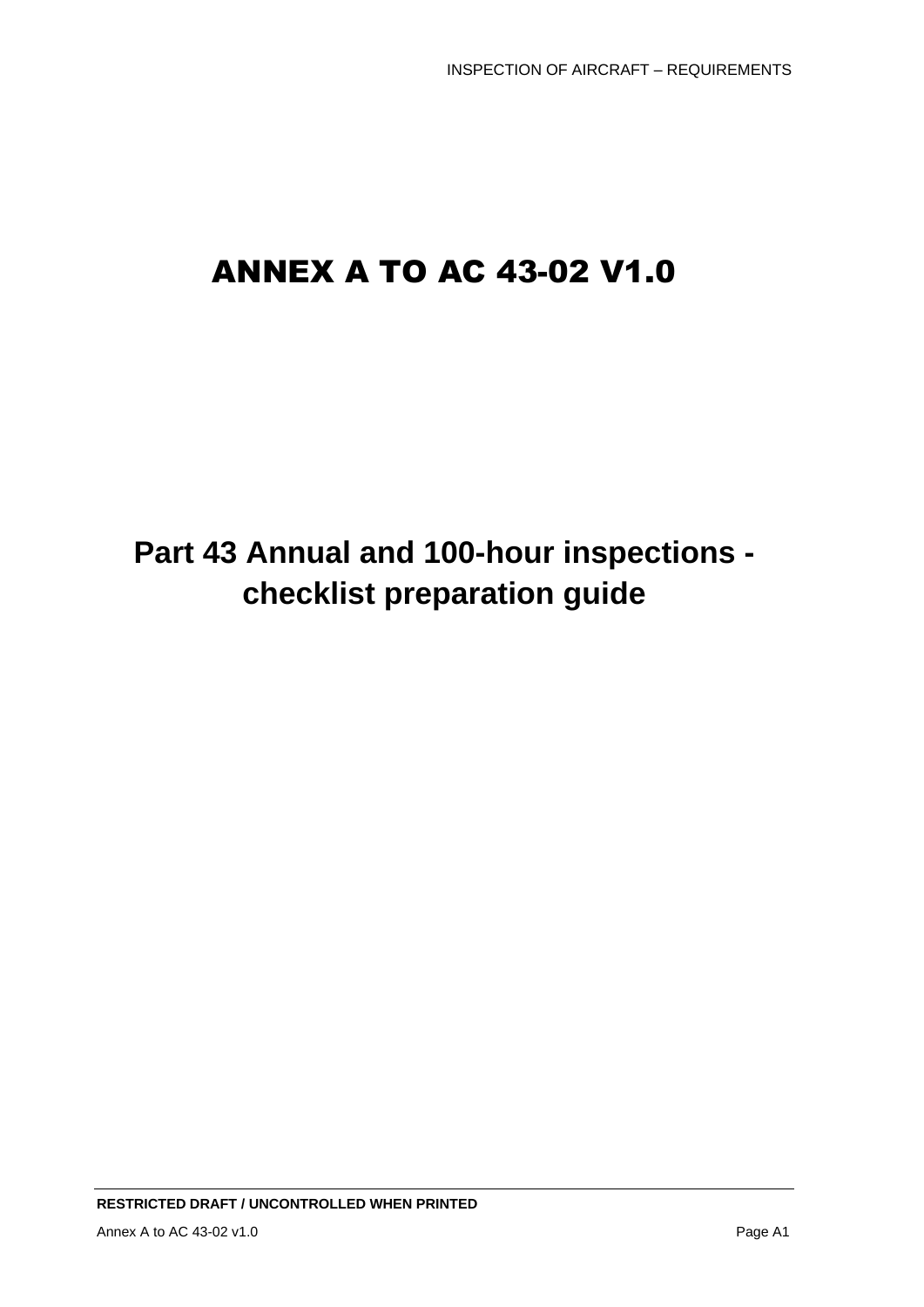# ANNEX A TO AC 43-02 V1.0

## Part 43 Annual and 100-hour inspections - checklist preparation guide

**RESTRICTED DRAFT / UNCONTROLLED WHEN PRINTED**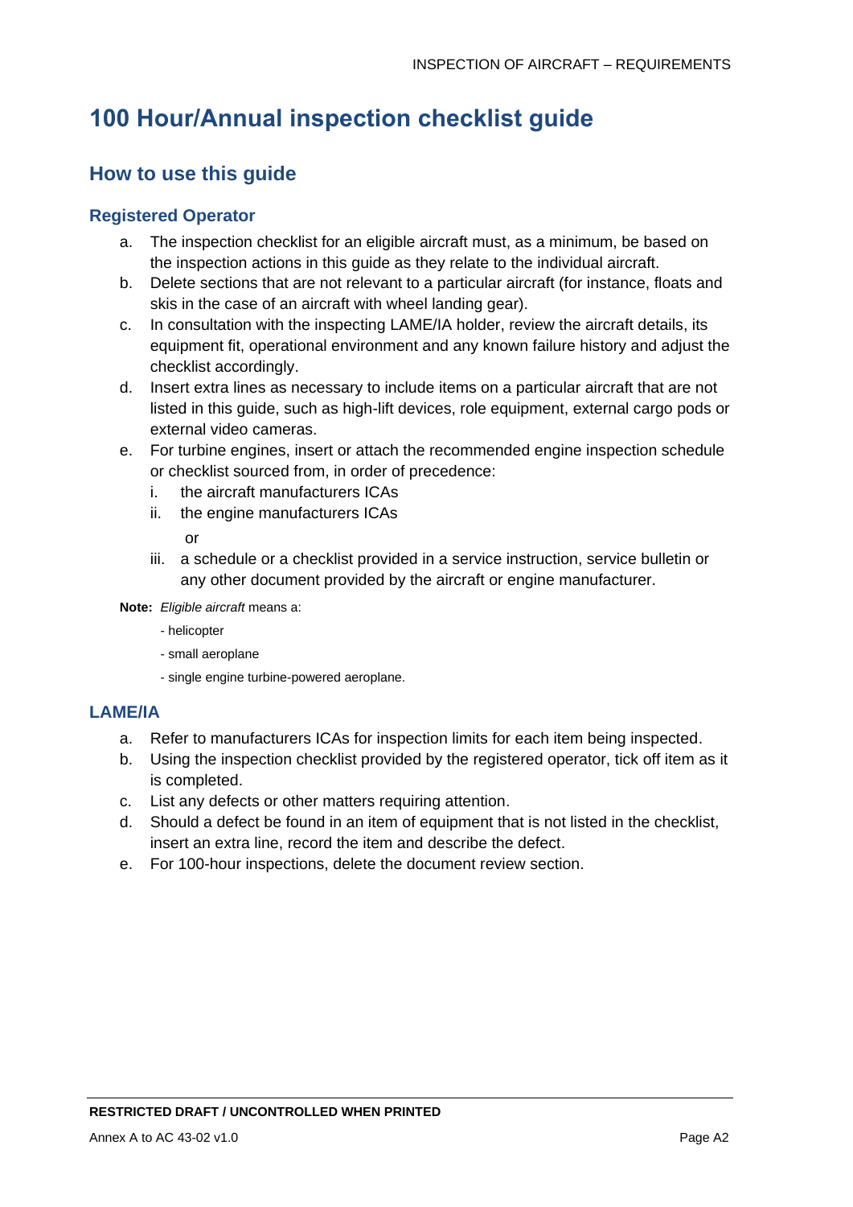# 100 Hour/Annual inspection checklist guide

## How to use this guide

### Registered Operator

a. The inspection checklist for an eligible aircraft must, as a minimum, be based on the inspection actions in this guide as they relate to the individual aircraft.

b. Delete sections that are not relevant to a particular aircraft (for instance, floats and skis in the case of an aircraft with wheel landing gear).

c. In consultation with the inspecting LAME/IA holder, review the aircraft details, its equipment fit, operational environment and any known failure history and adjust the checklist accordingly.

d. Insert extra lines as necessary to include items on a particular aircraft that are not listed in this guide, such as high-lift devices, role equipment, external cargo pods or external video cameras.

e. For turbine engines, insert or attach the recommended engine inspection schedule or checklist sourced from, in order of precedence:

   i. the aircraft manufacturers ICAs

   ii. the engine manufacturers ICAs

   or

   iii. a schedule or a checklist provided in a service instruction, service bulletin or any other document provided by the aircraft or engine manufacturer.

**Note:** *Eligible aircraft* means a:

- helicopter
- small aeroplane
- single engine turbine-powered aeroplane.

### LAME/IA

a. Refer to manufacturers ICAs for inspection limits for each item being inspected.

b. Using the inspection checklist provided by the registered operator, tick off item as it is completed.

c. List any defects or other matters requiring attention.

d. Should a defect be found in an item of equipment that is not listed in the checklist, insert an extra line, record the item and describe the defect.

e. For 100-hour inspections, delete the document review section.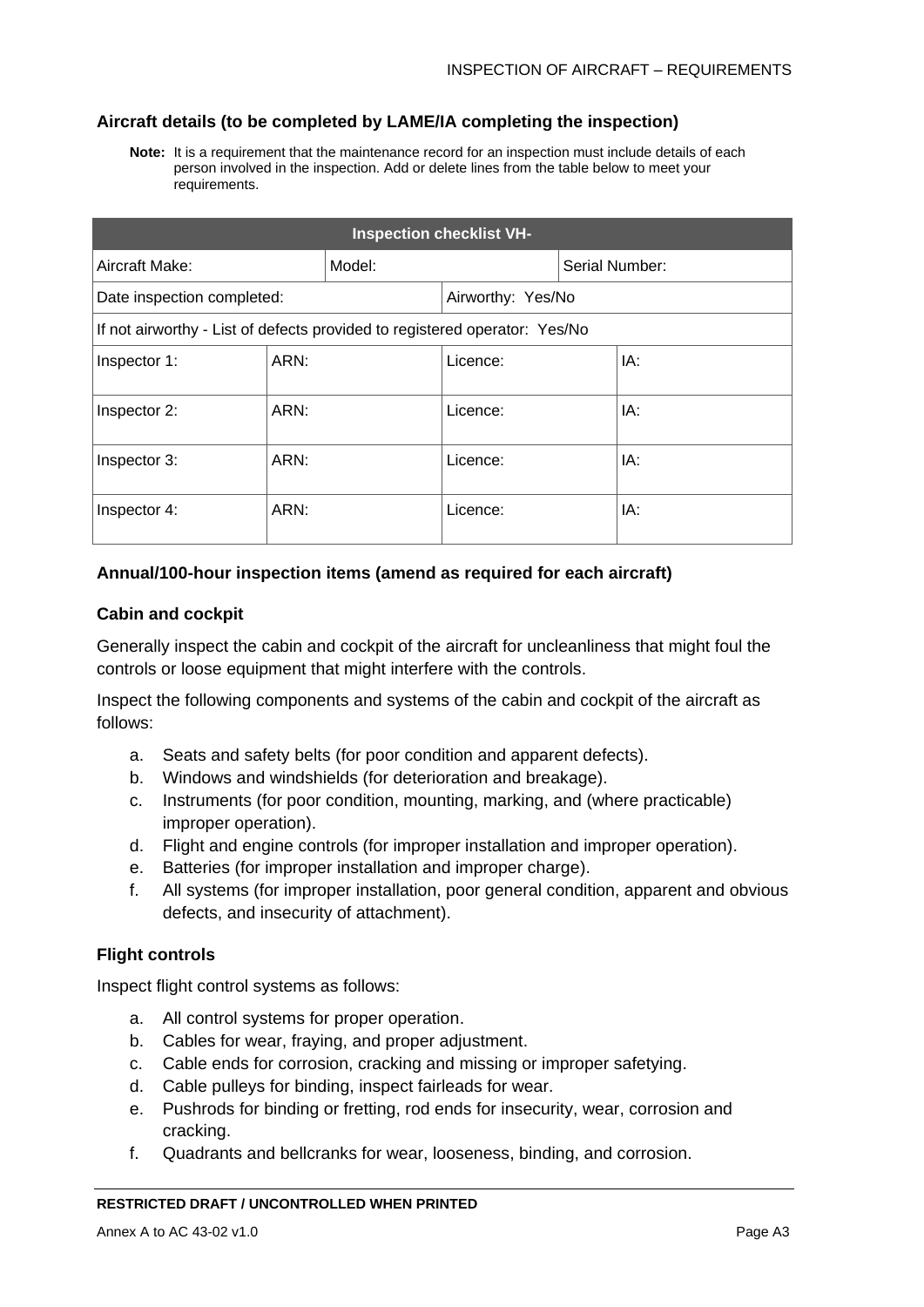### Aircraft details (to be completed by LAME/IA completing the inspection)

**Note:** It is a requirement that the maintenance record for an inspection must include details of each person involved in the inspection. Add or delete lines from the table below to meet your requirements.

| Inspection checklist VH- | | | |
|---|---|---|---|
| Aircraft Make: | Model: | | Serial Number: |
| Date inspection completed: | | Airworthy: Yes/No | |
| If not airworthy - List of defects provided to registered operator: Yes/No | | | |
| Inspector 1: | ARN: | Licence: | IA: |
| Inspector 2: | ARN: | Licence: | IA: |
| Inspector 3: | ARN: | Licence: | IA: |
| Inspector 4: | ARN: | Licence: | IA: |

### Annual/100-hour inspection items (amend as required for each aircraft)

#### Cabin and cockpit

Generally inspect the cabin and cockpit of the aircraft for uncleanliness that might foul the controls or loose equipment that might interfere with the controls.

Inspect the following components and systems of the cabin and cockpit of the aircraft as follows:

a. Seats and safety belts (for poor condition and apparent defects).
b. Windows and windshields (for deterioration and breakage).
c. Instruments (for poor condition, mounting, marking, and (where practicable) improper operation).
d. Flight and engine controls (for improper installation and improper operation).
e. Batteries (for improper installation and improper charge).
f. All systems (for improper installation, poor general condition, apparent and obvious defects, and insecurity of attachment).

#### Flight controls

Inspect flight control systems as follows:

a. All control systems for proper operation.
b. Cables for wear, fraying, and proper adjustment.
c. Cable ends for corrosion, cracking and missing or improper safetying.
d. Cable pulleys for binding, inspect fairleads for wear.
e. Pushrods for binding or fretting, rod ends for insecurity, wear, corrosion and cracking.
f. Quadrants and bellcranks for wear, looseness, binding, and corrosion.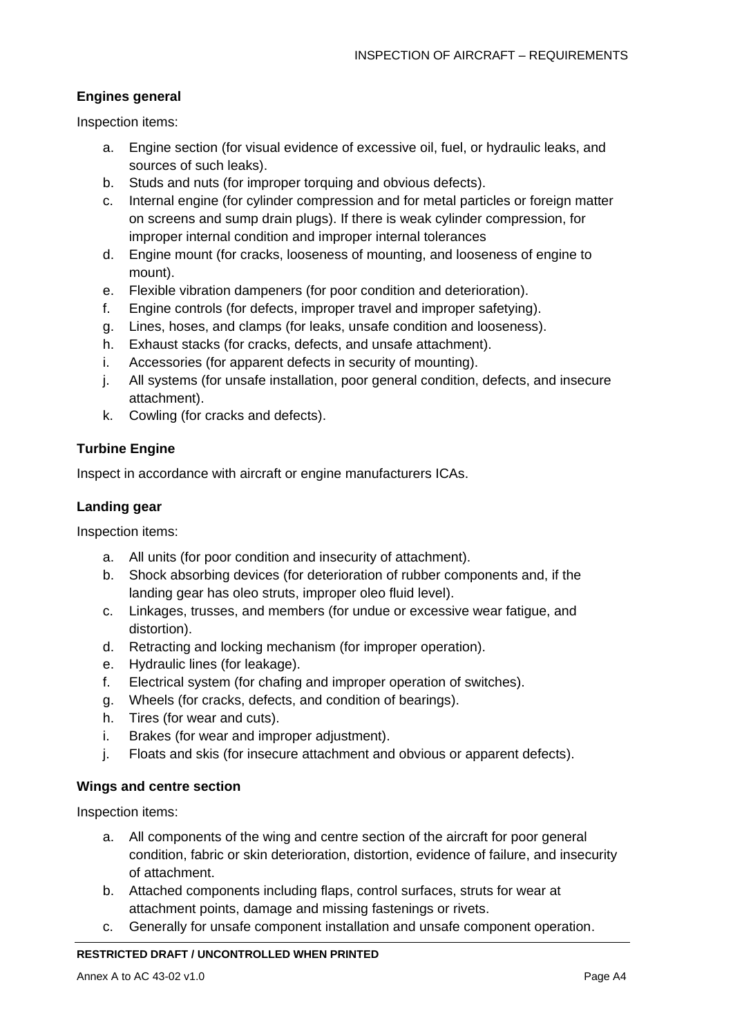### Engines general

Inspection items:

a. Engine section (for visual evidence of excessive oil, fuel, or hydraulic leaks, and sources of such leaks).
b. Studs and nuts (for improper torquing and obvious defects).
c. Internal engine (for cylinder compression and for metal particles or foreign matter on screens and sump drain plugs). If there is weak cylinder compression, for improper internal condition and improper internal tolerances
d. Engine mount (for cracks, looseness of mounting, and looseness of engine to mount).
e. Flexible vibration dampeners (for poor condition and deterioration).
f. Engine controls (for defects, improper travel and improper safetying).
g. Lines, hoses, and clamps (for leaks, unsafe condition and looseness).
h. Exhaust stacks (for cracks, defects, and unsafe attachment).
i. Accessories (for apparent defects in security of mounting).
j. All systems (for unsafe installation, poor general condition, defects, and insecure attachment).
k. Cowling (for cracks and defects).

### Turbine Engine

Inspect in accordance with aircraft or engine manufacturers ICAs.

### Landing gear

Inspection items:

a. All units (for poor condition and insecurity of attachment).
b. Shock absorbing devices (for deterioration of rubber components and, if the landing gear has oleo struts, improper oleo fluid level).
c. Linkages, trusses, and members (for undue or excessive wear fatigue, and distortion).
d. Retracting and locking mechanism (for improper operation).
e. Hydraulic lines (for leakage).
f. Electrical system (for chafing and improper operation of switches).
g. Wheels (for cracks, defects, and condition of bearings).
h. Tires (for wear and cuts).
i. Brakes (for wear and improper adjustment).
j. Floats and skis (for insecure attachment and obvious or apparent defects).

### Wings and centre section

Inspection items:

a. All components of the wing and centre section of the aircraft for poor general condition, fabric or skin deterioration, distortion, evidence of failure, and insecurity of attachment.
b. Attached components including flaps, control surfaces, struts for wear at attachment points, damage and missing fastenings or rivets.
c. Generally for unsafe component installation and unsafe component operation.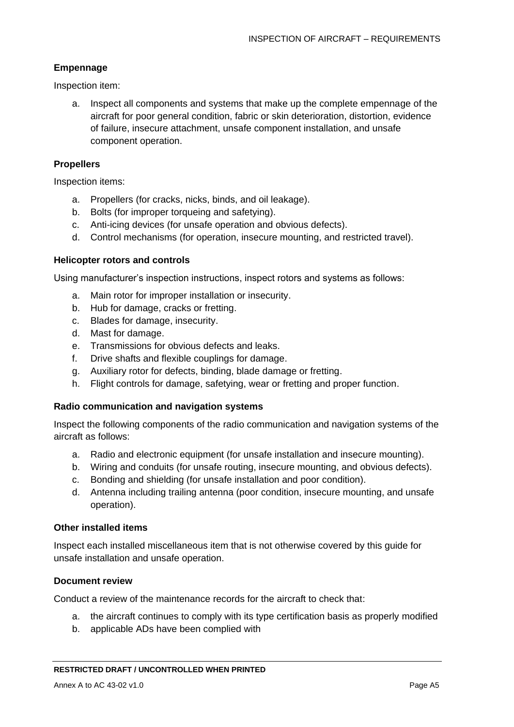#### Empennage

Inspection item:

a. Inspect all components and systems that make up the complete empennage of the aircraft for poor general condition, fabric or skin deterioration, distortion, evidence of failure, insecure attachment, unsafe component installation, and unsafe component operation.

#### Propellers

Inspection items:

a. Propellers (for cracks, nicks, binds, and oil leakage).
b. Bolts (for improper torqueing and safetying).
c. Anti-icing devices (for unsafe operation and obvious defects).
d. Control mechanisms (for operation, insecure mounting, and restricted travel).

#### Helicopter rotors and controls

Using manufacturer's inspection instructions, inspect rotors and systems as follows:

a. Main rotor for improper installation or insecurity.
b. Hub for damage, cracks or fretting.
c. Blades for damage, insecurity.
d. Mast for damage.
e. Transmissions for obvious defects and leaks.
f. Drive shafts and flexible couplings for damage.
g. Auxiliary rotor for defects, binding, blade damage or fretting.
h. Flight controls for damage, safetying, wear or fretting and proper function.

#### Radio communication and navigation systems

Inspect the following components of the radio communication and navigation systems of the aircraft as follows:

a. Radio and electronic equipment (for unsafe installation and insecure mounting).
b. Wiring and conduits (for unsafe routing, insecure mounting, and obvious defects).
c. Bonding and shielding (for unsafe installation and poor condition).
d. Antenna including trailing antenna (poor condition, insecure mounting, and unsafe operation).

#### Other installed items

Inspect each installed miscellaneous item that is not otherwise covered by this guide for unsafe installation and unsafe operation.

#### Document review

Conduct a review of the maintenance records for the aircraft to check that:

a. the aircraft continues to comply with its type certification basis as properly modified
b. applicable ADs have been complied with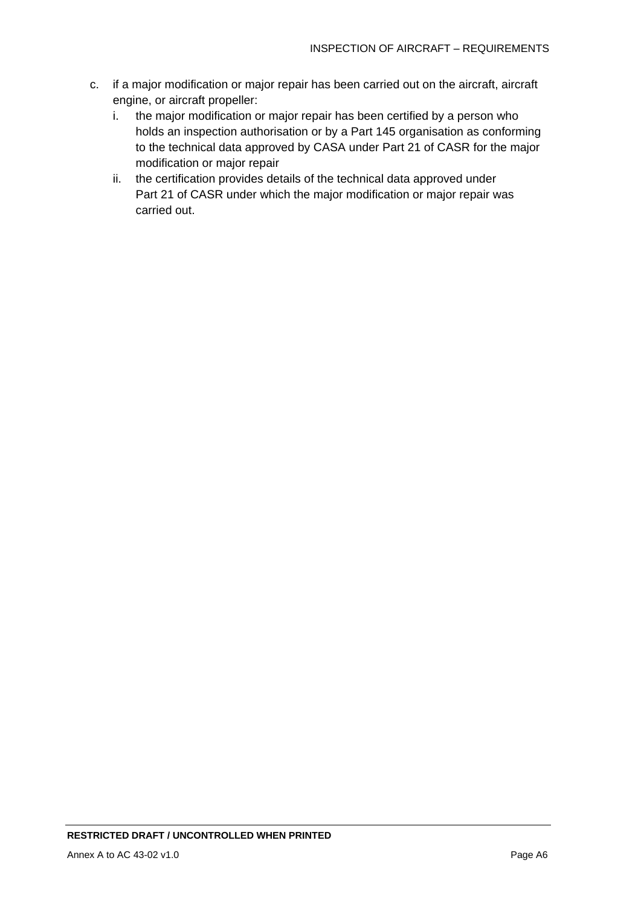c. if a major modification or major repair has been carried out on the aircraft, aircraft engine, or aircraft propeller:
   i. the major modification or major repair has been certified by a person who holds an inspection authorisation or by a Part 145 organisation as conforming to the technical data approved by CASA under Part 21 of CASR for the major modification or major repair
   ii. the certification provides details of the technical data approved under Part 21 of CASR under which the major modification or major repair was carried out.